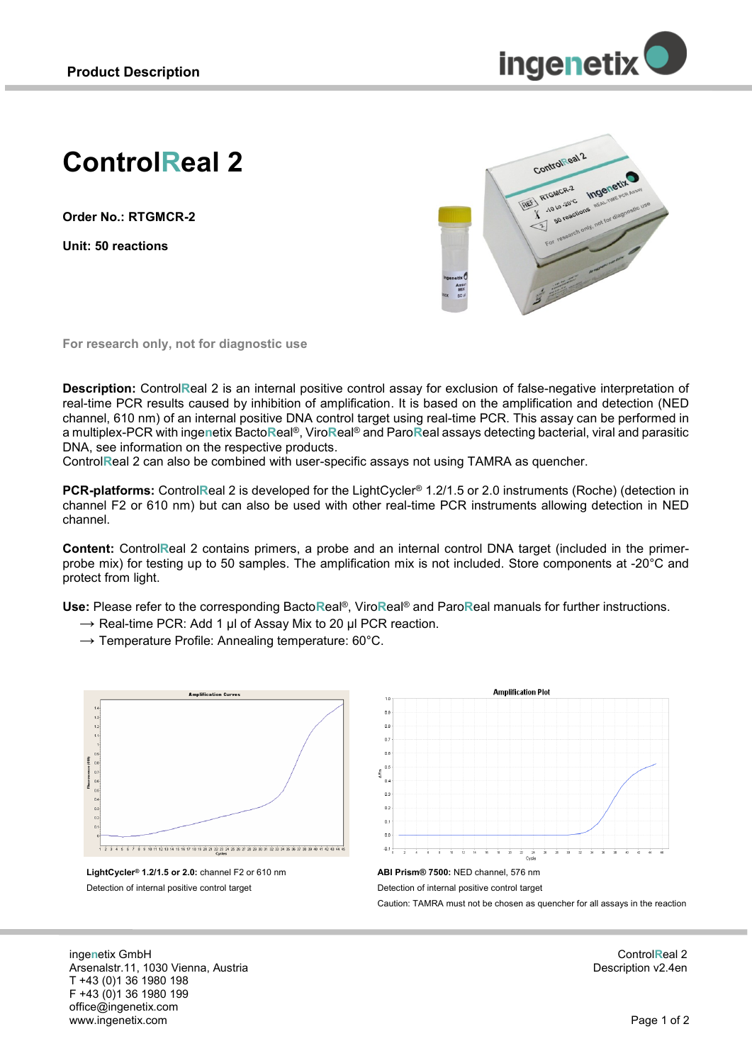# ControlReal 2

**Order No.: RTGMCR-2**

**Unit: 50 reactions**

**For research only, not for diagnostic use**

**Description:** ControlReal 2 is an internal positive control assay for exclusion of false-negative interpretation of real-time PCR results caused by inhibition of amplification. It is based on the amplification and detection (NED channel, 610 nm) of an internal positive DNA control target using real-time PCR. This assay can be performed in a multiplex-PCR with ingenetix BactoReal®, ViroReal® and ParoReal assays detecting bacterial, viral and parasitic DNA, see information on the respective products.
ControlReal 2 can also be combined with user-specific assays not using TAMRA as quencher.

**PCR-platforms:** ControlReal 2 is developed for the LightCycler® 1.2/1.5 or 2.0 instruments (Roche) (detection in channel F2 or 610 nm) but can also be used with other real-time PCR instruments allowing detection in NED channel.

**Content:** ControlReal 2 contains primers, a probe and an internal control DNA target (included in the primer-probe mix) for testing up to 50 samples. The amplification mix is not included. Store components at -20°C and protect from light.

**Use:** Please refer to the corresponding BactoReal®, ViroReal® and ParoReal manuals for further instructions.

→ Real-time PCR: Add 1 µl of Assay Mix to 20 µl PCR reaction.
→ Temperature Profile: Annealing temperature: 60°C.

**LightCycler® 1.2/1.5 or 2.0:** channel F2 or 610 nm
Detection of internal positive control target

**ABI Prism® 7500:** NED channel, 576 nm
Detection of internal positive control target
Caution: TAMRA must not be chosen as quencher for all assays in the reaction

ingenetix GmbH
Arsenalstr.11, 1030 Vienna, Austria
T +43 (0)1 36 1980 198
F +43 (0)1 36 1980 199
office@ingenetix.com
www.ingenetix.com

ControlReal 2
Description v2.4en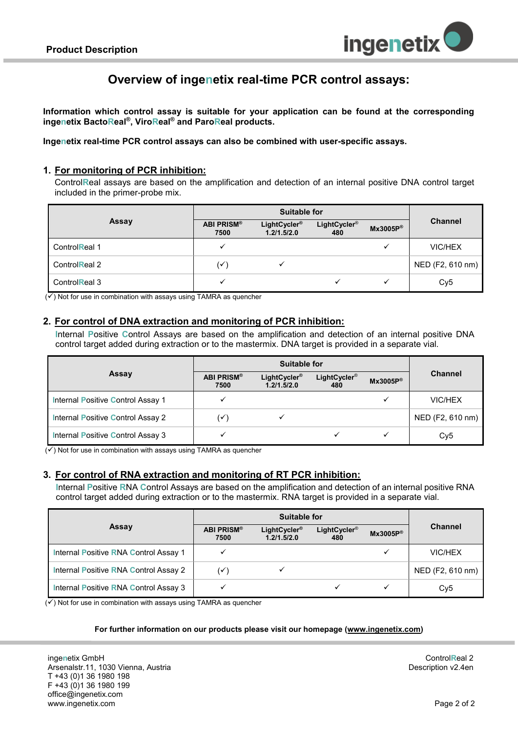## Overview of ingenetix real-time PCR control assays:

**Information which control assay is suitable for your application can be found at the corresponding ingenetix BactoReal®, ViroReal® and ParoReal products.**

**Ingenetix real-time PCR control assays can also be combined with user-specific assays.**

### 1. For monitoring of PCR inhibition:

ControlReal assays are based on the amplification and detection of an internal positive DNA control target included in the primer-probe mix.

| Assay | Suitable for | | | | Channel |
|---|---|---|---|---|---|
| | ABI PRISM® 7500 | LightCycler® 1.2/1.5/2.0 | LightCycler® 480 | Mx3005P® | |
| ControlReal 1 | ✓ | | | ✓ | VIC/HEX |
| ControlReal 2 | (✓) | ✓ | | | NED (F2, 610 nm) |
| ControlReal 3 | ✓ | | ✓ | ✓ | Cy5 |

(✓) Not for use in combination with assays using TAMRA as quencher

### 2. For control of DNA extraction and monitoring of PCR inhibition:

Internal Positive Control Assays are based on the amplification and detection of an internal positive DNA control target added during extraction or to the mastermix. DNA target is provided in a separate vial.

| Assay | Suitable for | | | | Channel |
|---|---|---|---|---|---|
| | ABI PRISM® 7500 | LightCycler® 1.2/1.5/2.0 | LightCycler® 480 | Mx3005P® | |
| Internal Positive Control Assay 1 | ✓ | | | ✓ | VIC/HEX |
| Internal Positive Control Assay 2 | (✓) | ✓ | | | NED (F2, 610 nm) |
| Internal Positive Control Assay 3 | ✓ | | ✓ | ✓ | Cy5 |

(✓) Not for use in combination with assays using TAMRA as quencher

### 3. For control of RNA extraction and monitoring of RT PCR inhibition:

Internal Positive RNA Control Assays are based on the amplification and detection of an internal positive RNA control target added during extraction or to the mastermix. RNA target is provided in a separate vial.

| Assay | Suitable for | | | | Channel |
|---|---|---|---|---|---|
| | ABI PRISM® 7500 | LightCycler® 1.2/1.5/2.0 | LightCycler® 480 | Mx3005P® | |
| Internal Positive RNA Control Assay 1 | ✓ | | | ✓ | VIC/HEX |
| Internal Positive RNA Control Assay 2 | (✓) | ✓ | | | NED (F2, 610 nm) |
| Internal Positive RNA Control Assay 3 | ✓ | | ✓ | ✓ | Cy5 |

(✓) Not for use in combination with assays using TAMRA as quencher

**For further information on our products please visit our homepage (www.ingenetix.com)**

ingenetix GmbH
Arsenalstr.11, 1030 Vienna, Austria
T +43 (0)1 36 1980 198
F +43 (0)1 36 1980 199
office@ingenetix.com
www.ingenetix.com

ControlReal 2
Description v2.4en